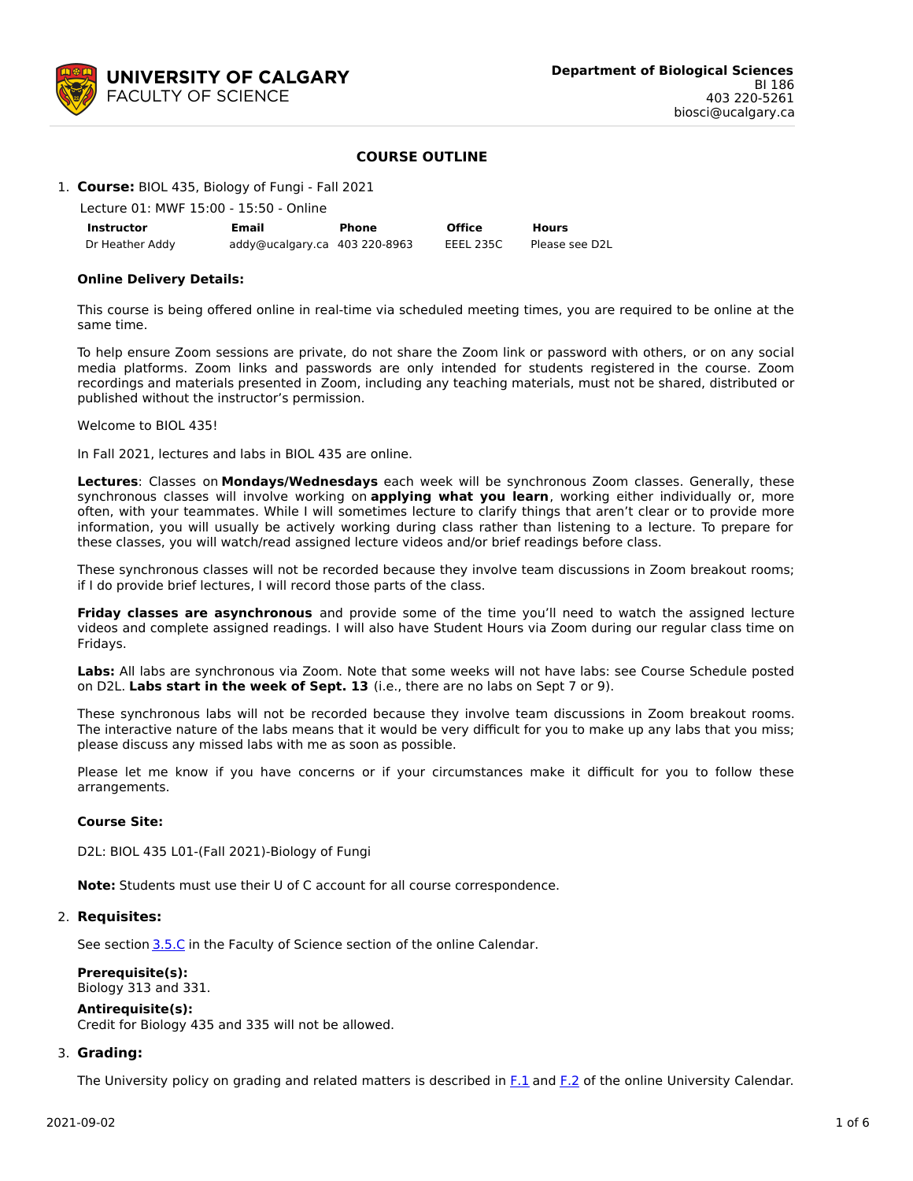UNIVERSITY OF CALGARY
FACULTY OF SCIENCE

**Department of Biological Sciences**
BI 186
403 220-5261
biosci@ucalgary.ca

## COURSE OUTLINE

1. **Course:** BIOL 435, Biology of Fungi - Fall 2021

Lecture 01: MWF 15:00 - 15:50 - Online

| Instructor | Email | Phone | Office | Hours |
|---|---|---|---|---|
| Dr Heather Addy | addy@ucalgary.ca | 403 220-8963 | EEEL 235C | Please see D2L |

**Online Delivery Details:**

This course is being offered online in real-time via scheduled meeting times, you are required to be online at the same time.

To help ensure Zoom sessions are private, do not share the Zoom link or password with others, or on any social media platforms. Zoom links and passwords are only intended for students registered in the course. Zoom recordings and materials presented in Zoom, including any teaching materials, must not be shared, distributed or published without the instructor's permission.

Welcome to BIOL 435!

In Fall 2021, lectures and labs in BIOL 435 are online.

**Lectures**: Classes on **Mondays/Wednesdays** each week will be synchronous Zoom classes. Generally, these synchronous classes will involve working on **applying what you learn**, working either individually or, more often, with your teammates. While I will sometimes lecture to clarify things that aren't clear or to provide more information, you will usually be actively working during class rather than listening to a lecture. To prepare for these classes, you will watch/read assigned lecture videos and/or brief readings before class.

These synchronous classes will not be recorded because they involve team discussions in Zoom breakout rooms; if I do provide brief lectures, I will record those parts of the class.

**Friday classes are asynchronous** and provide some of the time you'll need to watch the assigned lecture videos and complete assigned readings. I will also have Student Hours via Zoom during our regular class time on Fridays.

**Labs:** All labs are synchronous via Zoom. Note that some weeks will not have labs: see Course Schedule posted on D2L. **Labs start in the week of Sept. 13** (i.e., there are no labs on Sept 7 or 9).

These synchronous labs will not be recorded because they involve team discussions in Zoom breakout rooms. The interactive nature of the labs means that it would be very difficult for you to make up any labs that you miss; please discuss any missed labs with me as soon as possible.

Please let me know if you have concerns or if your circumstances make it difficult for you to follow these arrangements.

**Course Site:**

D2L: BIOL 435 L01-(Fall 2021)-Biology of Fungi

**Note:** Students must use their U of C account for all course correspondence.

2. **Requisites:**

See section 3.5.C in the Faculty of Science section of the online Calendar.

**Prerequisite(s):**
Biology 313 and 331.

**Antirequisite(s):**
Credit for Biology 435 and 335 will not be allowed.

3. **Grading:**

The University policy on grading and related matters is described in F.1 and F.2 of the online University Calendar.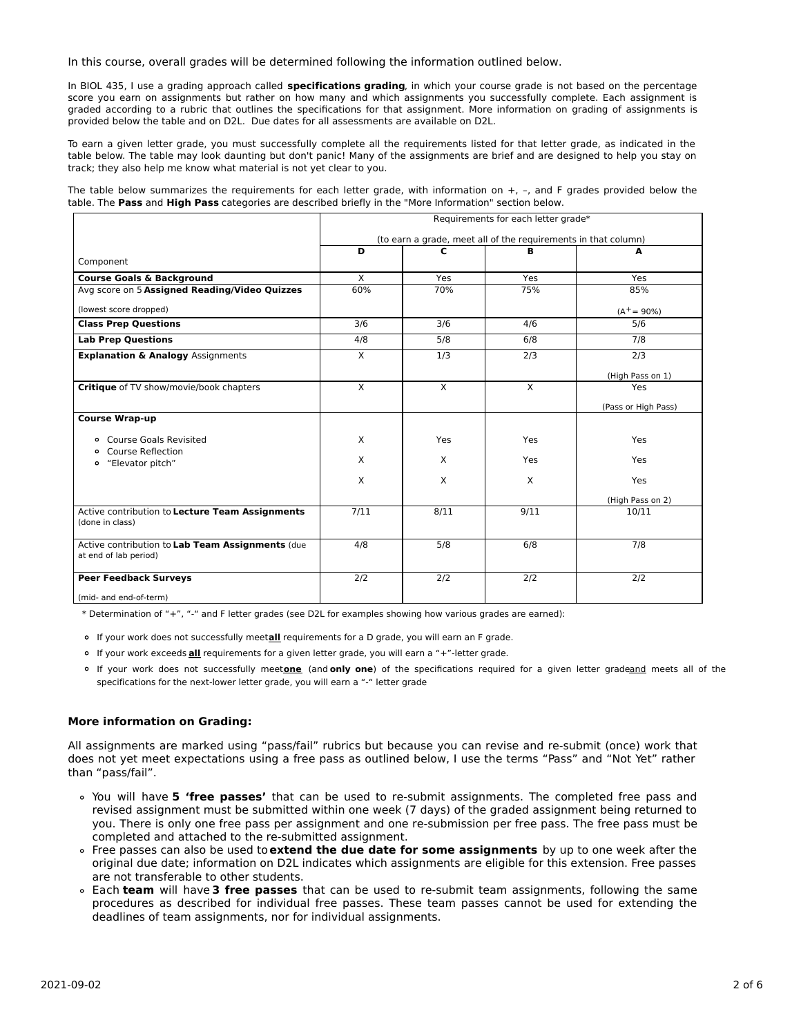In this course, overall grades will be determined following the information outlined below.

In BIOL 435, I use a grading approach called **specifications grading**, in which your course grade is not based on the percentage score you earn on assignments but rather on how many and which assignments you successfully complete. Each assignment is graded according to a rubric that outlines the specifications for that assignment. More information on grading of assignments is provided below the table and on D2L. Due dates for all assessments are available on D2L.

To earn a given letter grade, you must successfully complete all the requirements listed for that letter grade, as indicated in the table below. The table may look daunting but don't panic! Many of the assignments are brief and are designed to help you stay on track; they also help me know what material is not yet clear to you.

The table below summarizes the requirements for each letter grade, with information on +, –, and F grades provided below the table. The **Pass** and **High Pass** categories are described briefly in the "More Information" section below.

| | Requirements for each letter grade* (to earn a grade, meet all of the requirements in that column) | | | |
|---|---|---|---|---|
| Component | **D** | **C** | **B** | **A** |
| **Course Goals & Background** | X | Yes | Yes | Yes |
| Avg score on 5 **Assigned Reading/Video Quizzes** (lowest score dropped) | 60% | 70% | 75% | 85% ($A^+$ = 90%) |
| **Class Prep Questions** | 3/6 | 3/6 | 4/6 | 5/6 |
| **Lab Prep Questions** | 4/8 | 5/8 | 6/8 | 7/8 |
| **Explanation & Analogy** Assignments | X | 1/3 | 2/3 | 2/3 (High Pass on 1) |
| **Critique** of TV show/movie/book chapters | X | X | X | Yes (Pass or High Pass) |
| **Course Wrap-up** | | | | |
| ◦ Course Goals Revisited | X | Yes | Yes | Yes |
| ◦ Course Reflection | X | X | Yes | Yes |
| ◦ "Elevator pitch" | X | X | X | Yes (High Pass on 2) |
| Active contribution to **Lecture Team Assignments** (done in class) | 7/11 | 8/11 | 9/11 | 10/11 |
| Active contribution to **Lab Team Assignments** (due at end of lab period) | 4/8 | 5/8 | 6/8 | 7/8 |
| **Peer Feedback Surveys** (mid- and end-of-term) | 2/2 | 2/2 | 2/2 | 2/2 |

\* Determination of "+", "-" and F letter grades (see D2L for examples showing how various grades are earned):

- If your work does not successfully meet **all** requirements for a D grade, you will earn an F grade.
- If your work exceeds **all** requirements for a given letter grade, you will earn a "+"-letter grade.
- If your work does not successfully meet **one** (and **only one**) of the specifications required for a given letter grade and meets all of the specifications for the next-lower letter grade, you will earn a "-" letter grade

### More information on Grading:

All assignments are marked using "pass/fail" rubrics but because you can revise and re-submit (once) work that does not yet meet expectations using a free pass as outlined below, I use the terms "Pass" and "Not Yet" rather than "pass/fail".

- You will have **5 'free passes'** that can be used to re-submit assignments. The completed free pass and revised assignment must be submitted within one week (7 days) of the graded assignment being returned to you. There is only one free pass per assignment and one re-submission per free pass. The free pass must be completed and attached to the re-submitted assignment.
- Free passes can also be used to **extend the due date for some assignments** by up to one week after the original due date; information on D2L indicates which assignments are eligible for this extension. Free passes are not transferable to other students.
- Each **team** will have **3 free passes** that can be used to re-submit team assignments, following the same procedures as described for individual free passes. These team passes cannot be used for extending the deadlines of team assignments, nor for individual assignments.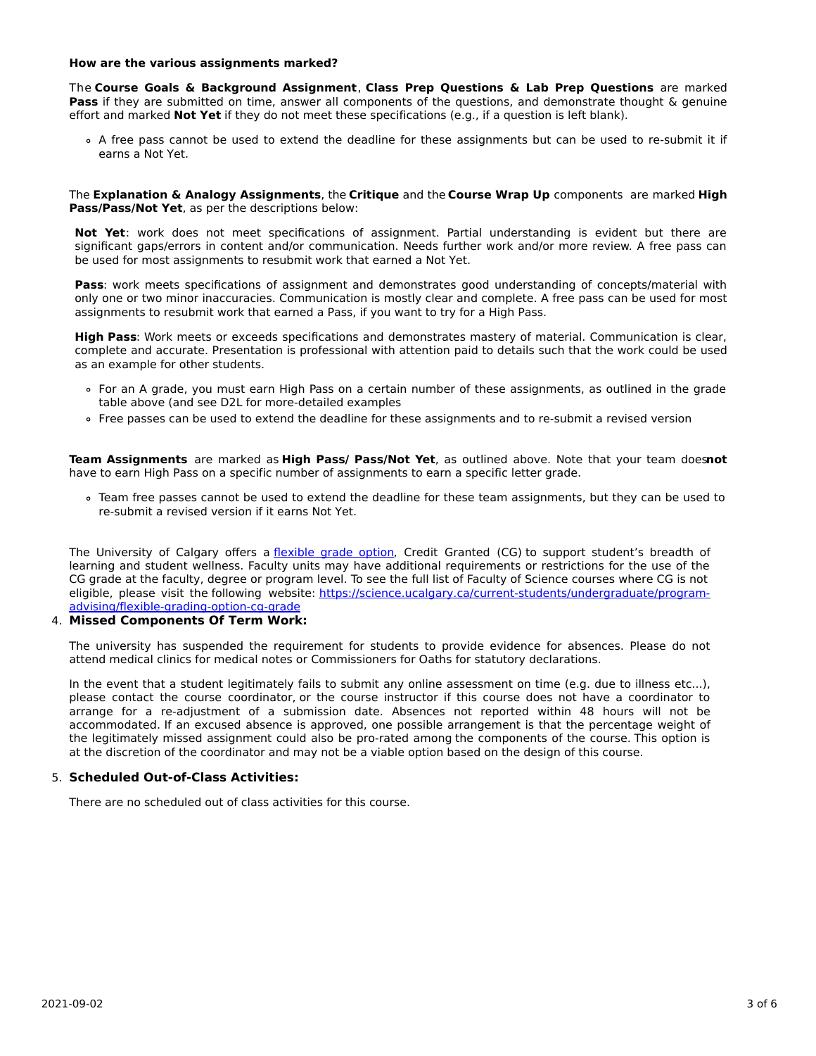**How are the various assignments marked?**

The **Course Goals & Background Assignment**, **Class Prep Questions & Lab Prep Questions** are marked **Pass** if they are submitted on time, answer all components of the questions, and demonstrate thought & genuine effort and marked **Not Yet** if they do not meet these specifications (e.g., if a question is left blank).

- A free pass cannot be used to extend the deadline for these assignments but can be used to re-submit it if earns a Not Yet.

The **Explanation & Analogy Assignments**, the **Critique** and the **Course Wrap Up** components are marked **High Pass/Pass/Not Yet**, as per the descriptions below:

**Not Yet**: work does not meet specifications of assignment. Partial understanding is evident but there are significant gaps/errors in content and/or communication. Needs further work and/or more review. A free pass can be used for most assignments to resubmit work that earned a Not Yet.

**Pass**: work meets specifications of assignment and demonstrates good understanding of concepts/material with only one or two minor inaccuracies. Communication is mostly clear and complete. A free pass can be used for most assignments to resubmit work that earned a Pass, if you want to try for a High Pass.

**High Pass**: Work meets or exceeds specifications and demonstrates mastery of material. Communication is clear, complete and accurate. Presentation is professional with attention paid to details such that the work could be used as an example for other students.

- For an A grade, you must earn High Pass on a certain number of these assignments, as outlined in the grade table above (and see D2L for more-detailed examples
- Free passes can be used to extend the deadline for these assignments and to re-submit a revised version

**Team Assignments** are marked as **High Pass/ Pass/Not Yet**, as outlined above. Note that your team does **not** have to earn High Pass on a specific number of assignments to earn a specific letter grade.

- Team free passes cannot be used to extend the deadline for these team assignments, but they can be used to re-submit a revised version if it earns Not Yet.

The University of Calgary offers a flexible grade option, Credit Granted (CG) to support student's breadth of learning and student wellness. Faculty units may have additional requirements or restrictions for the use of the CG grade at the faculty, degree or program level. To see the full list of Faculty of Science courses where CG is not eligible, please visit the following website: https://science.ucalgary.ca/current-students/undergraduate/program-advising/flexible-grading-option-cg-grade

4. **Missed Components Of Term Work:**

The university has suspended the requirement for students to provide evidence for absences. Please do not attend medical clinics for medical notes or Commissioners for Oaths for statutory declarations.

In the event that a student legitimately fails to submit any online assessment on time (e.g. due to illness etc...), please contact the course coordinator, or the course instructor if this course does not have a coordinator to arrange for a re-adjustment of a submission date. Absences not reported within 48 hours will not be accommodated. If an excused absence is approved, one possible arrangement is that the percentage weight of the legitimately missed assignment could also be pro-rated among the components of the course. This option is at the discretion of the coordinator and may not be a viable option based on the design of this course.

5. **Scheduled Out-of-Class Activities:**

There are no scheduled out of class activities for this course.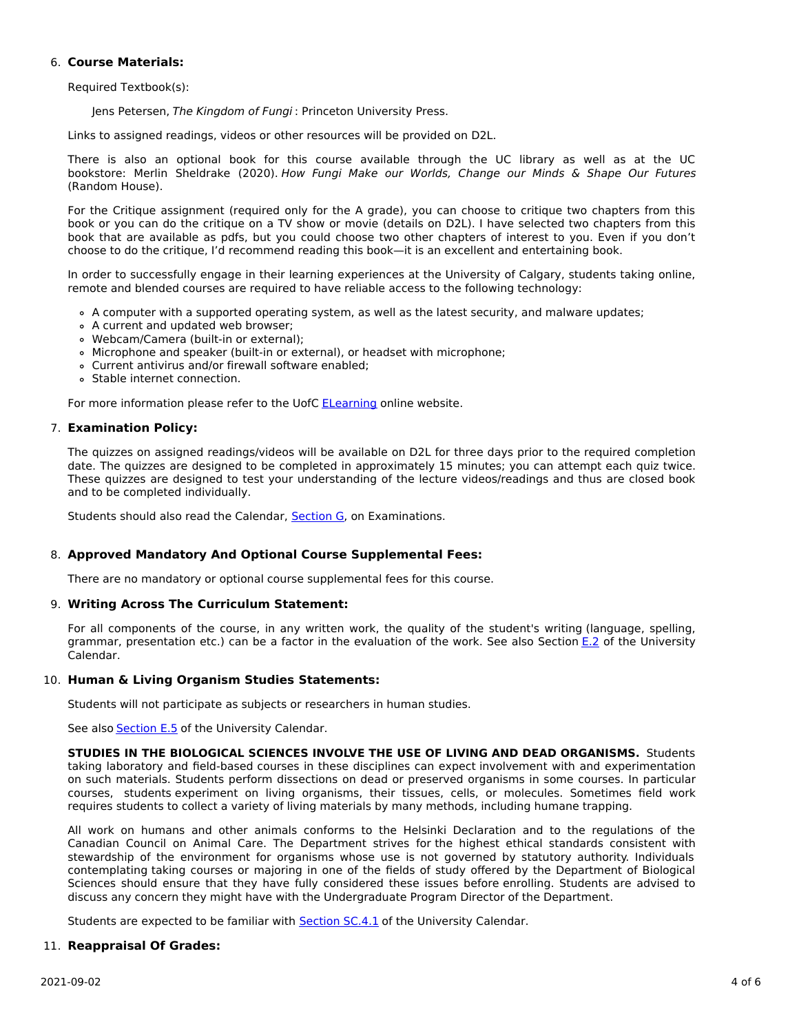6. **Course Materials:**

   Required Textbook(s):

   Jens Petersen, *The Kingdom of Fungi* : Princeton University Press.

   Links to assigned readings, videos or other resources will be provided on D2L.

   There is also an optional book for this course available through the UC library as well as at the UC bookstore: Merlin Sheldrake (2020). *How Fungi Make our Worlds, Change our Minds & Shape Our Futures* (Random House).

   For the Critique assignment (required only for the A grade), you can choose to critique two chapters from this book or you can do the critique on a TV show or movie (details on D2L). I have selected two chapters from this book that are available as pdfs, but you could choose two other chapters of interest to you. Even if you don't choose to do the critique, I'd recommend reading this book—it is an excellent and entertaining book.

   In order to successfully engage in their learning experiences at the University of Calgary, students taking online, remote and blended courses are required to have reliable access to the following technology:

   - A computer with a supported operating system, as well as the latest security, and malware updates;
   - A current and updated web browser;
   - Webcam/Camera (built-in or external);
   - Microphone and speaker (built-in or external), or headset with microphone;
   - Current antivirus and/or firewall software enabled;
   - Stable internet connection.

   For more information please refer to the UofC ELearning online website.

7. **Examination Policy:**

   The quizzes on assigned readings/videos will be available on D2L for three days prior to the required completion date. The quizzes are designed to be completed in approximately 15 minutes; you can attempt each quiz twice. These quizzes are designed to test your understanding of the lecture videos/readings and thus are closed book and to be completed individually.

   Students should also read the Calendar, Section G, on Examinations.

8. **Approved Mandatory And Optional Course Supplemental Fees:**

   There are no mandatory or optional course supplemental fees for this course.

9. **Writing Across The Curriculum Statement:**

   For all components of the course, in any written work, the quality of the student's writing (language, spelling, grammar, presentation etc.) can be a factor in the evaluation of the work. See also Section E.2 of the University Calendar.

10. **Human & Living Organism Studies Statements:**

    Students will not participate as subjects or researchers in human studies.

    See also Section E.5 of the University Calendar.

    **STUDIES IN THE BIOLOGICAL SCIENCES INVOLVE THE USE OF LIVING AND DEAD ORGANISMS.** Students taking laboratory and field-based courses in these disciplines can expect involvement with and experimentation on such materials. Students perform dissections on dead or preserved organisms in some courses. In particular courses, students experiment on living organisms, their tissues, cells, or molecules. Sometimes field work requires students to collect a variety of living materials by many methods, including humane trapping.

    All work on humans and other animals conforms to the Helsinki Declaration and to the regulations of the Canadian Council on Animal Care. The Department strives for the highest ethical standards consistent with stewardship of the environment for organisms whose use is not governed by statutory authority. Individuals contemplating taking courses or majoring in one of the fields of study offered by the Department of Biological Sciences should ensure that they have fully considered these issues before enrolling. Students are advised to discuss any concern they might have with the Undergraduate Program Director of the Department.

    Students are expected to be familiar with Section SC.4.1 of the University Calendar.

11. **Reappraisal Of Grades:**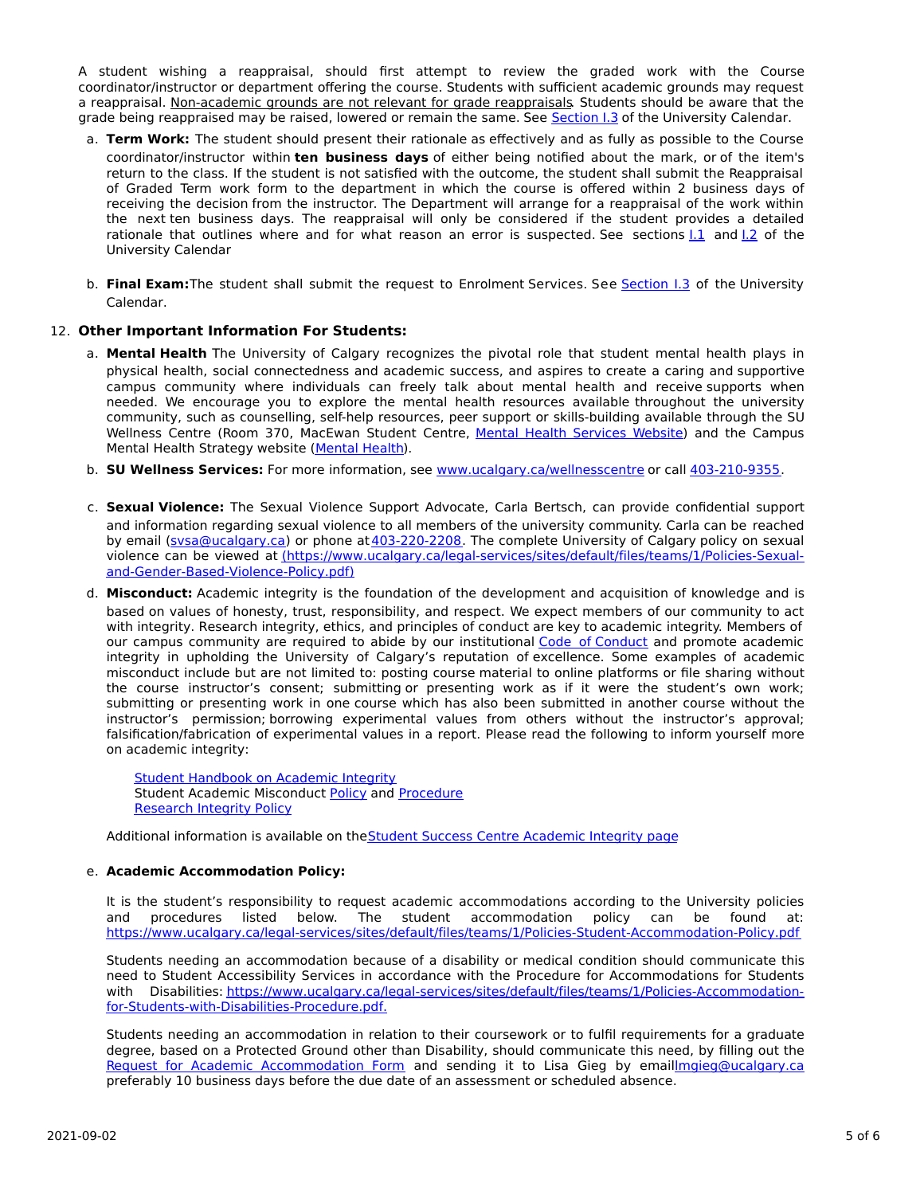A student wishing a reappraisal, should first attempt to review the graded work with the Course coordinator/instructor or department offering the course. Students with sufficient academic grounds may request a reappraisal. Non-academic grounds are not relevant for grade reappraisals. Students should be aware that the grade being reappraised may be raised, lowered or remain the same. See Section I.3 of the University Calendar.

a. **Term Work:** The student should present their rationale as effectively and as fully as possible to the Course coordinator/instructor within **ten business days** of either being notified about the mark, or of the item's return to the class. If the student is not satisfied with the outcome, the student shall submit the Reappraisal of Graded Term work form to the department in which the course is offered within 2 business days of receiving the decision from the instructor. The Department will arrange for a reappraisal of the work within the next ten business days. The reappraisal will only be considered if the student provides a detailed rationale that outlines where and for what reason an error is suspected. See sections I.1 and I.2 of the University Calendar

b. **Final Exam:** The student shall submit the request to Enrolment Services. See Section I.3 of the University Calendar.

12. **Other Important Information For Students:**

a. **Mental Health** The University of Calgary recognizes the pivotal role that student mental health plays in physical health, social connectedness and academic success, and aspires to create a caring and supportive campus community where individuals can freely talk about mental health and receive supports when needed. We encourage you to explore the mental health resources available throughout the university community, such as counselling, self-help resources, peer support or skills-building available through the SU Wellness Centre (Room 370, MacEwan Student Centre, Mental Health Services Website) and the Campus Mental Health Strategy website (Mental Health).

b. **SU Wellness Services:** For more information, see www.ucalgary.ca/wellnesscentre or call 403-210-9355.

c. **Sexual Violence:** The Sexual Violence Support Advocate, Carla Bertsch, can provide confidential support and information regarding sexual violence to all members of the university community. Carla can be reached by email (svsa@ucalgary.ca) or phone at 403-220-2208. The complete University of Calgary policy on sexual violence can be viewed at (https://www.ucalgary.ca/legal-services/sites/default/files/teams/1/Policies-Sexual-and-Gender-Based-Violence-Policy.pdf)

d. **Misconduct:** Academic integrity is the foundation of the development and acquisition of knowledge and is based on values of honesty, trust, responsibility, and respect. We expect members of our community to act with integrity. Research integrity, ethics, and principles of conduct are key to academic integrity. Members of our campus community are required to abide by our institutional Code of Conduct and promote academic integrity in upholding the University of Calgary's reputation of excellence. Some examples of academic misconduct include but are not limited to: posting course material to online platforms or file sharing without the course instructor's consent; submitting or presenting work as if it were the student's own work; submitting or presenting work in one course which has also been submitted in another course without the instructor's permission; borrowing experimental values from others without the instructor's approval; falsification/fabrication of experimental values in a report. Please read the following to inform yourself more on academic integrity:

Student Handbook on Academic Integrity
Student Academic Misconduct Policy and Procedure
Research Integrity Policy

Additional information is available on the Student Success Centre Academic Integrity page

e. **Academic Accommodation Policy:**

It is the student's responsibility to request academic accommodations according to the University policies and procedures listed below. The student accommodation policy can be found at: https://www.ucalgary.ca/legal-services/sites/default/files/teams/1/Policies-Student-Accommodation-Policy.pdf

Students needing an accommodation because of a disability or medical condition should communicate this need to Student Accessibility Services in accordance with the Procedure for Accommodations for Students with Disabilities: https://www.ucalgary.ca/legal-services/sites/default/files/teams/1/Policies-Accommodation-for-Students-with-Disabilities-Procedure.pdf.

Students needing an accommodation in relation to their coursework or to fulfil requirements for a graduate degree, based on a Protected Ground other than Disability, should communicate this need, by filling out the Request for Academic Accommodation Form and sending it to Lisa Gieg by email lmgieg@ucalgary.ca preferably 10 business days before the due date of an assessment or scheduled absence.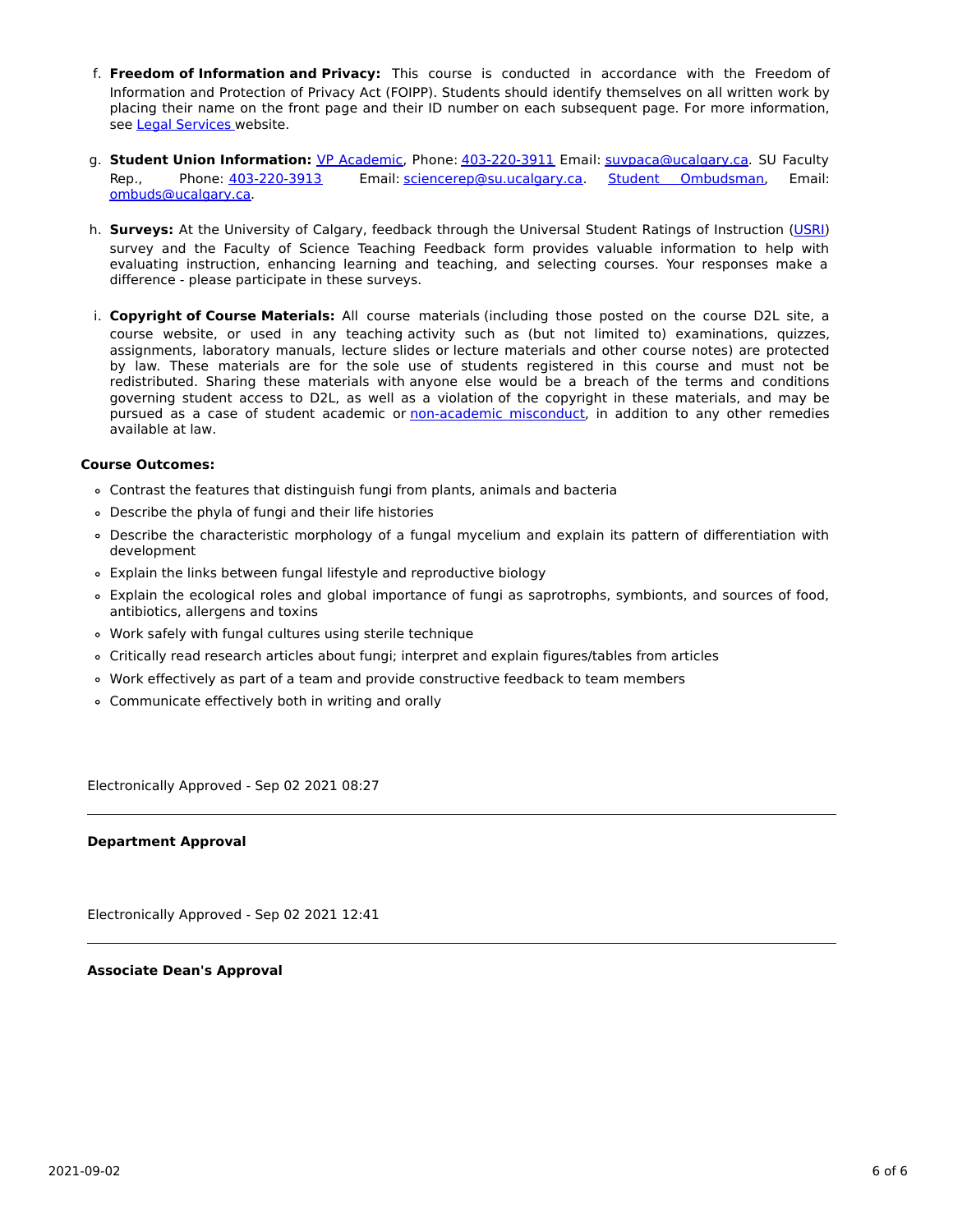f. **Freedom of Information and Privacy:** This course is conducted in accordance with the Freedom of Information and Protection of Privacy Act (FOIPP). Students should identify themselves on all written work by placing their name on the front page and their ID number on each subsequent page. For more information, see Legal Services website.

g. **Student Union Information:** VP Academic, Phone: 403-220-3911 Email: suvpaca@ucalgary.ca. SU Faculty Rep., Phone: 403-220-3913 Email: sciencerep@su.ucalgary.ca. Student Ombudsman, Email: ombuds@ucalgary.ca.

h. **Surveys:** At the University of Calgary, feedback through the Universal Student Ratings of Instruction (USRI) survey and the Faculty of Science Teaching Feedback form provides valuable information to help with evaluating instruction, enhancing learning and teaching, and selecting courses. Your responses make a difference - please participate in these surveys.

i. **Copyright of Course Materials:** All course materials (including those posted on the course D2L site, a course website, or used in any teaching activity such as (but not limited to) examinations, quizzes, assignments, laboratory manuals, lecture slides or lecture materials and other course notes) are protected by law. These materials are for the sole use of students registered in this course and must not be redistributed. Sharing these materials with anyone else would be a breach of the terms and conditions governing student access to D2L, as well as a violation of the copyright in these materials, and may be pursued as a case of student academic or non-academic misconduct, in addition to any other remedies available at law.

**Course Outcomes:**

- Contrast the features that distinguish fungi from plants, animals and bacteria
- Describe the phyla of fungi and their life histories
- Describe the characteristic morphology of a fungal mycelium and explain its pattern of differentiation with development
- Explain the links between fungal lifestyle and reproductive biology
- Explain the ecological roles and global importance of fungi as saprotrophs, symbionts, and sources of food, antibiotics, allergens and toxins
- Work safely with fungal cultures using sterile technique
- Critically read research articles about fungi; interpret and explain figures/tables from articles
- Work effectively as part of a team and provide constructive feedback to team members
- Communicate effectively both in writing and orally

Electronically Approved - Sep 02 2021 08:27

---

**Department Approval**

Electronically Approved - Sep 02 2021 12:41

---

**Associate Dean's Approval**